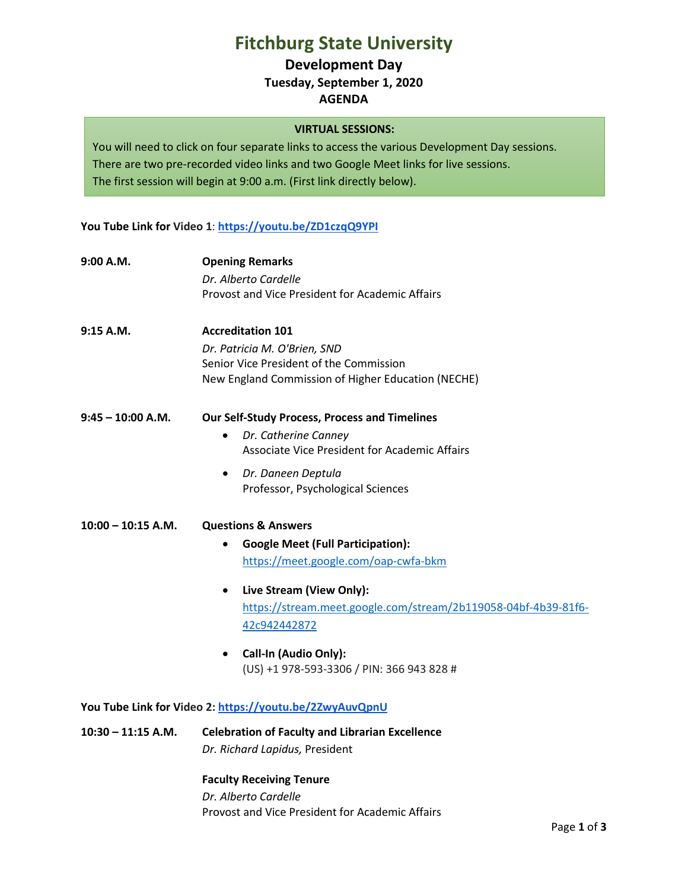# Fitchburg State University

## Development Day

### Tuesday, September 1, 2020

### AGENDA

**VIRTUAL SESSIONS:**

You will need to click on four separate links to access the various Development Day sessions.
There are two pre-recorded video links and two Google Meet links for live sessions.
The first session will begin at 9:00 a.m. (First link directly below).

**You Tube Link for** Video 1: **https://youtu.be/ZD1czqQ9YPI**

**9:00 A.M.** **Opening Remarks**
*Dr. Alberto Cardelle*
Provost and Vice President for Academic Affairs

**9:15 A.M.** **Accreditation 101**
*Dr. Patricia M. O'Brien, SND*
Senior Vice President of the Commission
New England Commission of Higher Education (NECHE)

**9:45 – 10:00 A.M.** **Our Self-Study Process, Process and Timelines**

- *Dr. Catherine Canney*
  Associate Vice President for Academic Affairs
- *Dr. Daneen Deptula*
  Professor, Psychological Sciences

**10:00 – 10:15 A.M.** **Questions & Answers**

- **Google Meet (Full Participation):**
  https://meet.google.com/oap-cwfa-bkm
- **Live Stream (View Only):**
  https://stream.meet.google.com/stream/2b119058-04bf-4b39-81f6-42c942442872
- **Call-In (Audio Only):**
  (US) +1 978-593-3306 / PIN: 366 943 828 #

**You Tube Link for** Video 2: **https://youtu.be/2ZwyAuvQpnU**

**10:30 – 11:15 A.M.** **Celebration of Faculty and Librarian Excellence**
*Dr. Richard Lapidus,* President

**Faculty Receiving Tenure**
*Dr. Alberto Cardelle*
Provost and Vice President for Academic Affairs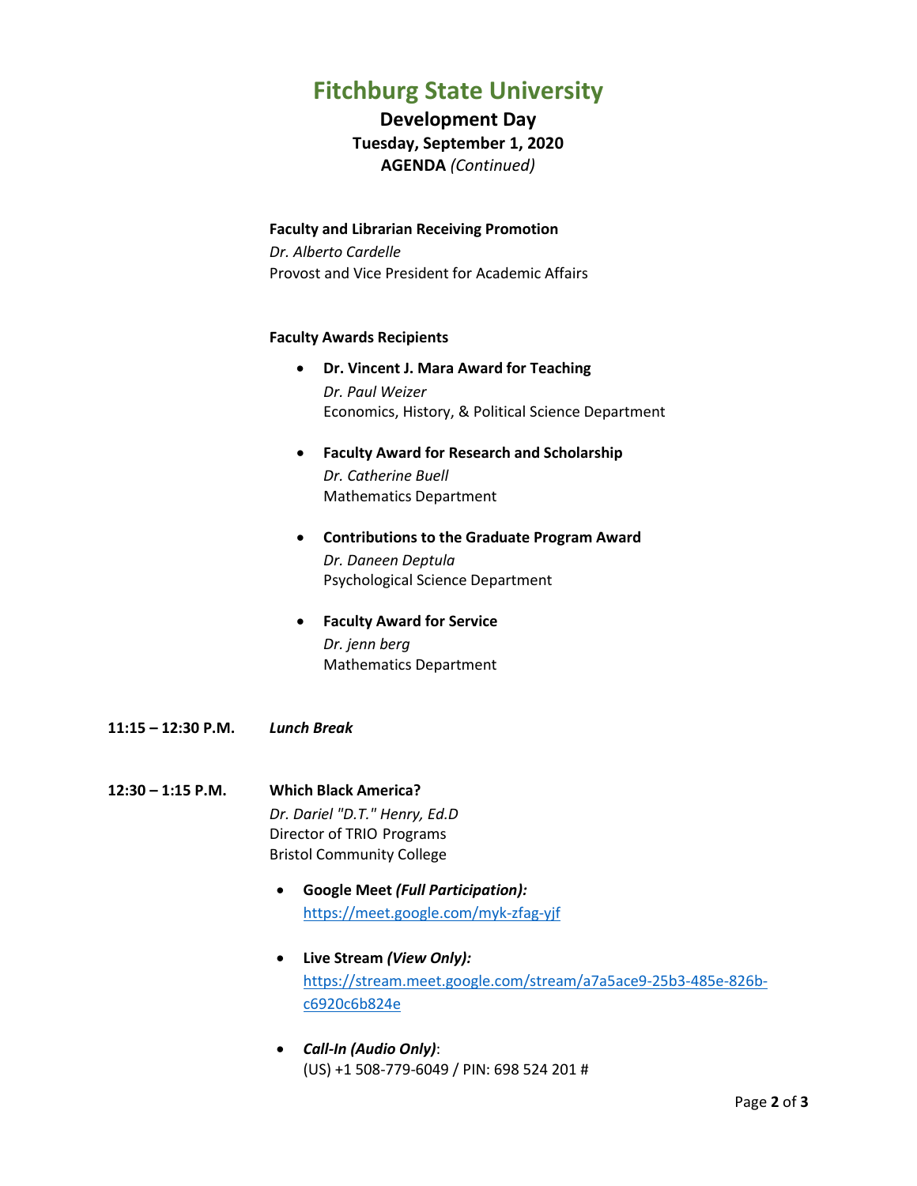# Fitchburg State University

## Development Day

### Tuesday, September 1, 2020

**AGENDA** *(Continued)*

**Faculty and Librarian Receiving Promotion**
*Dr. Alberto Cardelle*
Provost and Vice President for Academic Affairs

**Faculty Awards Recipients**

- **Dr. Vincent J. Mara Award for Teaching**
  *Dr. Paul Weizer*
  Economics, History, & Political Science Department

- **Faculty Award for Research and Scholarship**
  *Dr. Catherine Buell*
  Mathematics Department

- **Contributions to the Graduate Program Award**
  *Dr. Daneen Deptula*
  Psychological Science Department

- **Faculty Award for Service**
  *Dr. jenn berg*
  Mathematics Department

**11:15 – 12:30 P.M.** ***Lunch Break***

**12:30 – 1:15 P.M.** **Which Black America?**
*Dr. Dariel "D.T." Henry, Ed.D*
Director of TRIO Programs
Bristol Community College

- **Google Meet *(Full Participation):***
  https://meet.google.com/myk-zfag-yjf

- **Live Stream *(View Only):***
  https://stream.meet.google.com/stream/a7a5ace9-25b3-485e-826b-c6920c6b824e

- ***Call-In (Audio Only)***:
  (US) +1 508-779-6049 / PIN: 698 524 201 #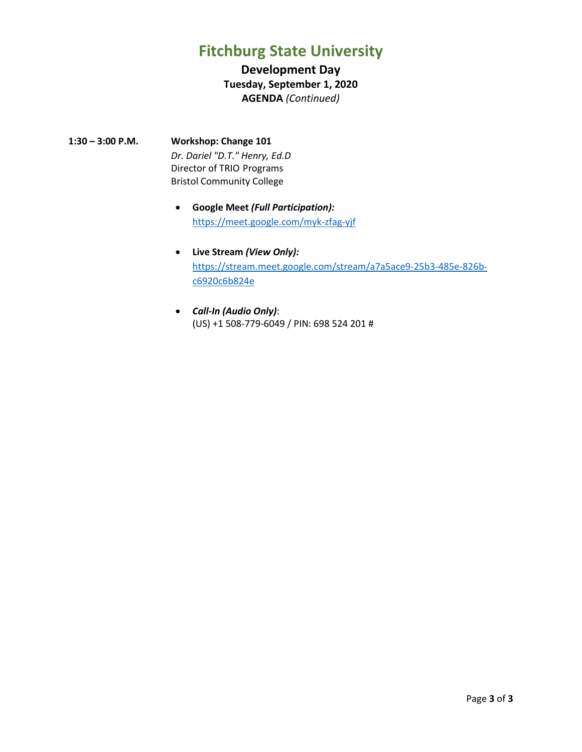# Fitchburg State University

## Development Day

**Tuesday, September 1, 2020**

**AGENDA** *(Continued)*

**1:30 – 3:00 P.M.** **Workshop: Change 101**

*Dr. Dariel "D.T." Henry, Ed.D*
Director of TRIO Programs
Bristol Community College

- **Google Meet** ***(Full Participation):***
  https://meet.google.com/myk-zfag-yjf

- **Live Stream** ***(View Only):***
  https://stream.meet.google.com/stream/a7a5ace9-25b3-485e-826b-c6920c6b824e

- ***Call-In (Audio Only)***:
  (US) +1 508-779-6049 / PIN: 698 524 201 #